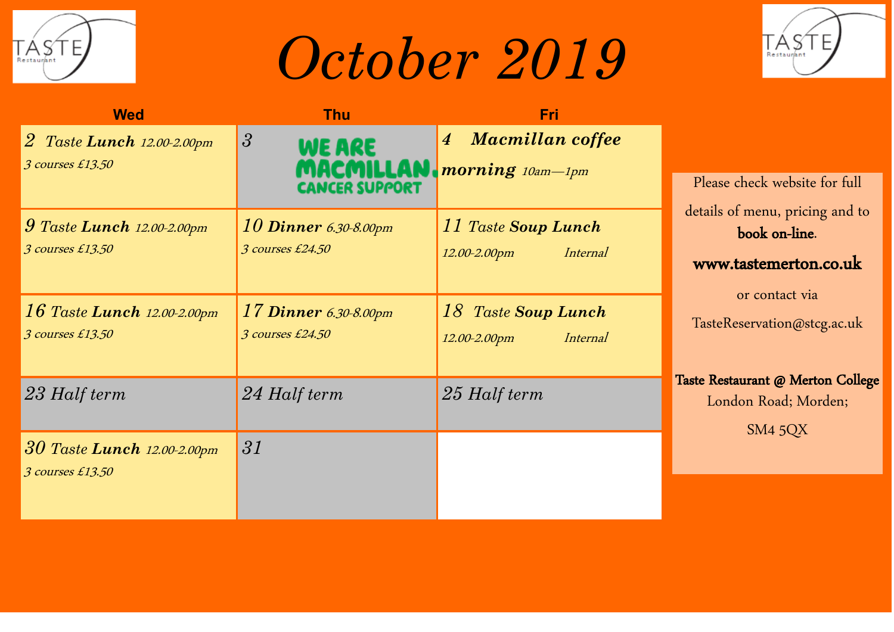# October 2019

| Wed | Thu | Fri |
|---|---|---|
| 2 Taste **Lunch** 12.00-2.00pm<br>3 courses £13.50 | 3 WE ARE MACMILLAN. CANCER SUPPORT | 4 **Macmillan coffee morning** 10am—1pm |
| 9 Taste **Lunch** 12.00-2.00pm<br>3 courses £13.50 | 10 **Dinner** 6.30-8.00pm<br>3 courses £24.50 | 11 Taste **Soup Lunch**<br>12.00-2.00pm Internal |
| 16 Taste **Lunch** 12.00-2.00pm<br>3 courses £13.50 | 17 **Dinner** 6.30-8.00pm<br>3 courses £24.50 | 18 Taste **Soup Lunch**<br>12.00-2.00pm Internal |
| 23 Half term | 24 Half term | 25 Half term |
| 30 Taste **Lunch** 12.00-2.00pm<br>3 courses £13.50 | 31 | |

Please check website for full details of menu, pricing and to **book on-line**.

**www.tastemerton.co.uk**

or contact via

TasteReservation@stcg.ac.uk

**Taste Restaurant @ Merton College**
London Road; Morden;
SM4 5QX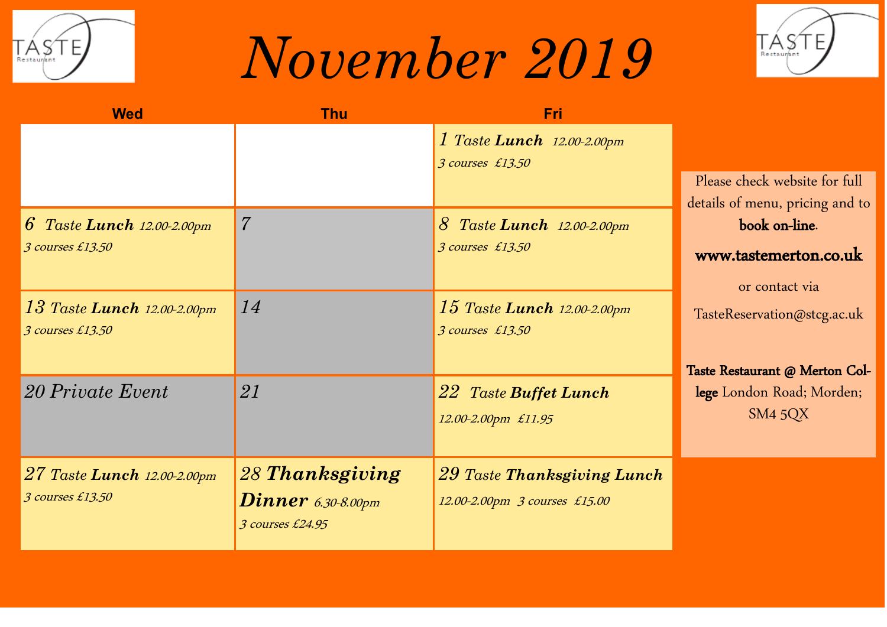# November 2019

| Wed | Thu | Fri |
|---|---|---|
| | | *1 Taste **Lunch** 12.00-2.00pm* <br> *3 courses £13.50* |
| *6 Taste **Lunch** 12.00-2.00pm* <br> *3 courses £13.50* | *7* | *8 Taste **Lunch** 12.00-2.00pm* <br> *3 courses £13.50* |
| *13 Taste **Lunch** 12.00-2.00pm* <br> *3 courses £13.50* | *14* | *15 Taste **Lunch** 12.00-2.00pm* <br> *3 courses £13.50* |
| *20 Private Event* | *21* | *22 Taste **Buffet Lunch*** <br> *12.00-2.00pm £11.95* |
| *27 Taste **Lunch** 12.00-2.00pm* <br> *3 courses £13.50* | *28 **Thanksgiving Dinner** 6.30-8.00pm* <br> *3 courses £24.95* | *29 Taste **Thanksgiving Lunch*** <br> *12.00-2.00pm 3 courses £15.00* |

Please check website for full details of menu, pricing and to **book on-line**.

**www.tastemerton.co.uk**

or contact via

TasteReservation@stcg.ac.uk

**Taste Restaurant @ Merton College** London Road; Morden; SM4 5QX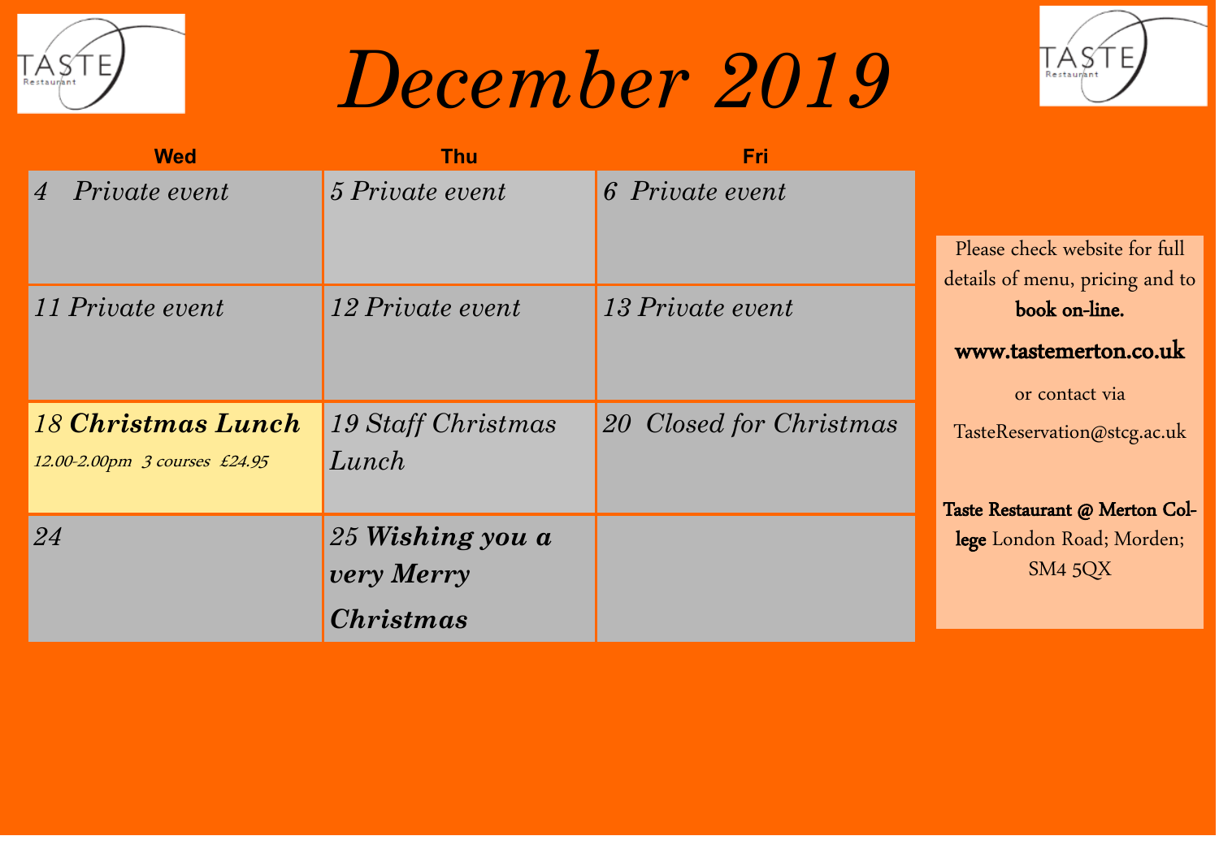# *December 2019*

| Wed | Thu | Fri |
|---|---|---|
| *4 Private event* | *5 Private event* | *6 Private event* |
| *11 Private event* | *12 Private event* | *13 Private event* |
| *18* ***Christmas Lunch*** *12.00-2.00pm 3 courses £24.95* | *19 Staff Christmas Lunch* | *20 Closed for Christmas* |
| *24* | *25* ***Wishing you a very Merry Christmas*** | |

Please check website for full details of menu, pricing and to **book on-line.**

**www.tastemerton.co.uk**

or contact via

TasteReservation@stcg.ac.uk

**Taste Restaurant @ Merton College** London Road; Morden; SM4 5QX